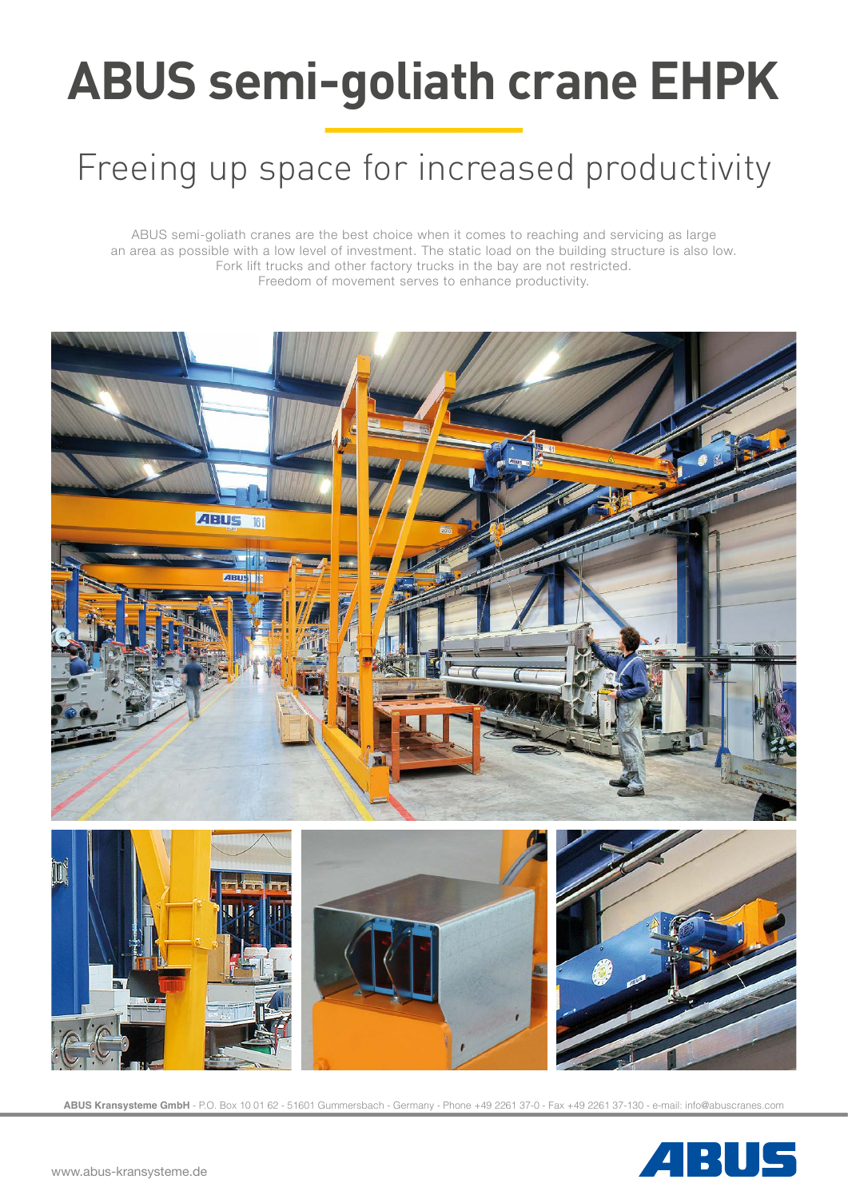# ABUS semi-goliath crane EHPK

## Freeing up space for increased productivity

ABUS semi-goliath cranes are the best choice when it comes to reaching and servicing as large an area as possible with a low level of investment. The static load on the building structure is also low. Fork lift trucks and other factory trucks in the bay are not restricted. Freedom of movement serves to enhance productivity.

**ABUS Kransysteme GmbH** - P.O. Box 10 01 62 - 51601 Gummersbach - Germany - Phone +49 2261 37-0 - Fax +49 2261 37-130 - e-mail: info@abuscranes.com

www.abus-kransysteme.de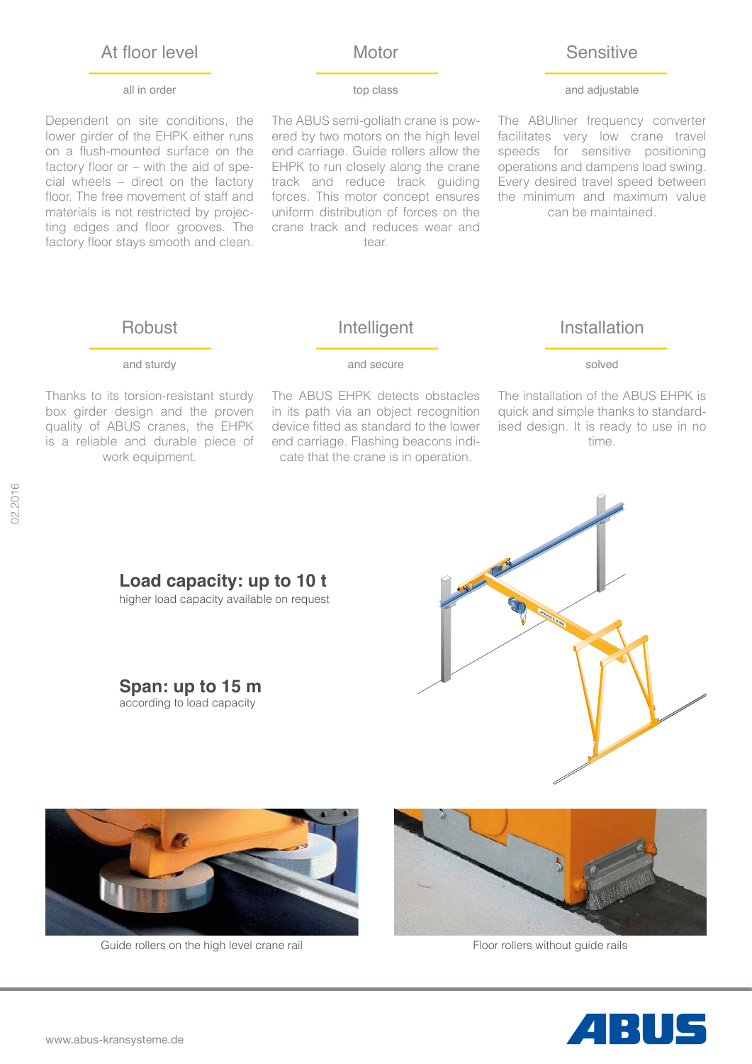## At floor level

all in order

Dependent on site conditions, the lower girder of the EHPK either runs on a flush-mounted surface on the factory floor or – with the aid of special wheels – direct on the factory floor. The free movement of staff and materials is not restricted by projecting edges and floor grooves. The factory floor stays smooth and clean.

## Motor

top class

The ABUS semi-goliath crane is powered by two motors on the high level end carriage. Guide rollers allow the EHPK to run closely along the crane track and reduce track guiding forces. This motor concept ensures uniform distribution of forces on the crane track and reduces wear and tear.

## Sensitive

and adjustable

The ABUliner frequency converter facilitates very low crane travel speeds for sensitive positioning operations and dampens load swing. Every desired travel speed between the minimum and maximum value can be maintained.

## Robust

and sturdy

Thanks to its torsion-resistant sturdy box girder design and the proven quality of ABUS cranes, the EHPK is a reliable and durable piece of work equipment.

## Intelligent

and secure

The ABUS EHPK detects obstacles in its path via an object recognition device fitted as standard to the lower end carriage. Flashing beacons indicate that the crane is in operation.

## Installation

solved

The installation of the ABUS EHPK is quick and simple thanks to standardised design. It is ready to use in no time.

02.2016

**Load capacity: up to 10 t**

higher load capacity available on request

**Span: up to 15 m**

according to load capacity

Guide rollers on the high level crane rail

Floor rollers without guide rails

www.abus-kransysteme.de